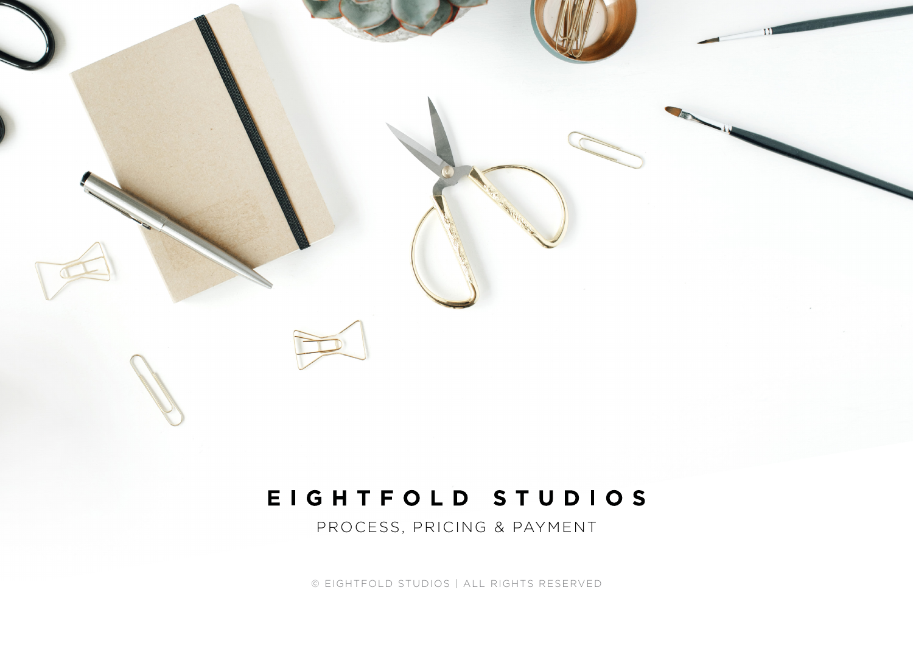# EIGHTFOLD STUDIOS

PROCESS, PRICING & PAYMENT

© EIGHTFOLD STUDIOS | ALL RIGHTS RESERVED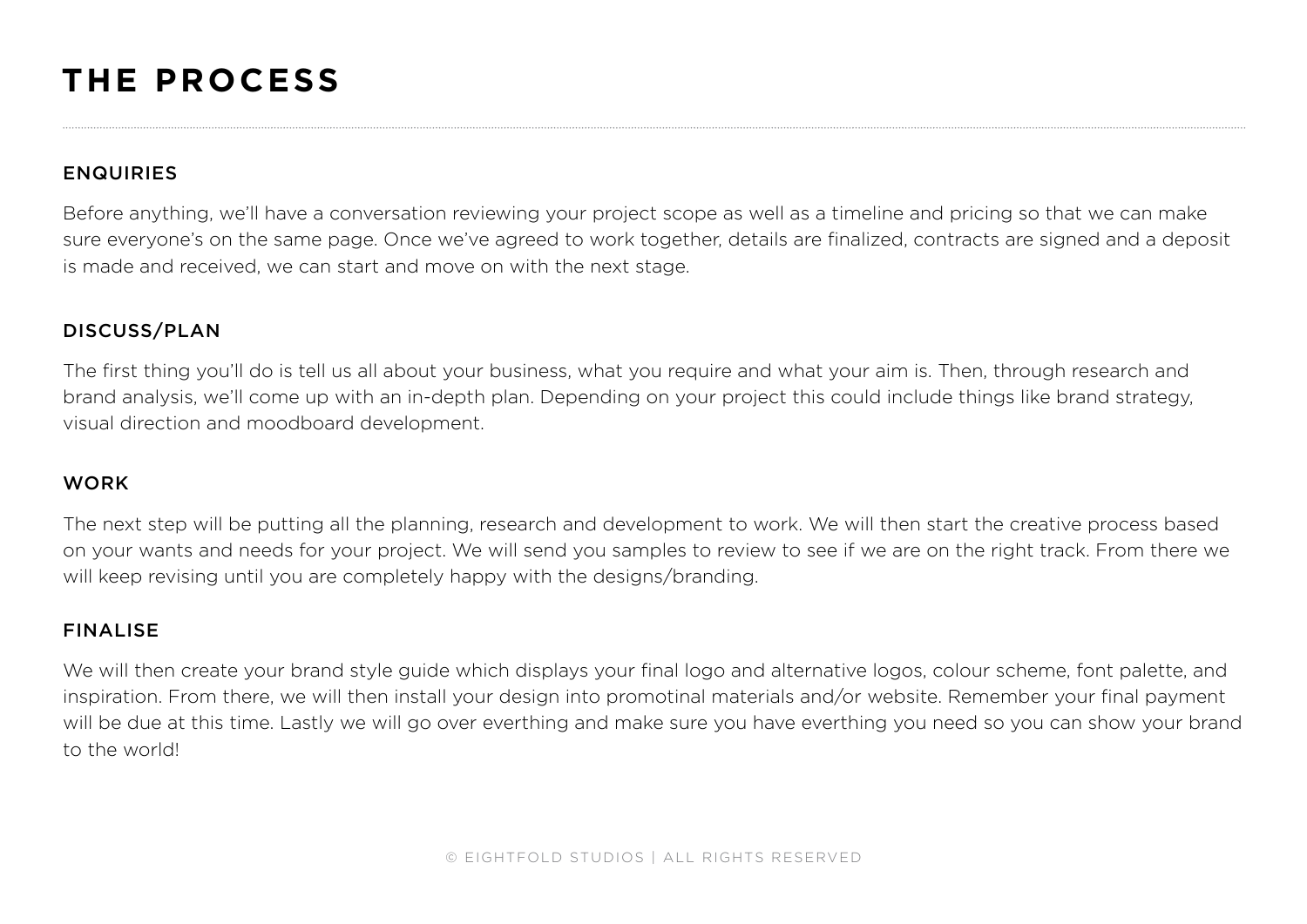# THE PROCESS

---

## ENQUIRIES

Before anything, we'll have a conversation reviewing your project scope as well as a timeline and pricing so that we can make sure everyone's on the same page. Once we've agreed to work together, details are finalized, contracts are signed and a deposit is made and received, we can start and move on with the next stage.

## DISCUSS/PLAN

The first thing you'll do is tell us all about your business, what you require and what your aim is. Then, through research and brand analysis, we'll come up with an in-depth plan. Depending on your project this could include things like brand strategy, visual direction and moodboard development.

## WORK

The next step will be putting all the planning, research and development to work. We will then start the creative process based on your wants and needs for your project. We will send you samples to review to see if we are on the right track. From there we will keep revising until you are completely happy with the designs/branding.

## FINALISE

We will then create your brand style guide which displays your final logo and alternative logos, colour scheme, font palette, and inspiration. From there, we will then install your design into promotinal materials and/or website. Remember your final payment will be due at this time. Lastly we will go over everthing and make sure you have everthing you need so you can show your brand to the world!

© EIGHTFOLD STUDIOS | ALL RIGHTS RESERVED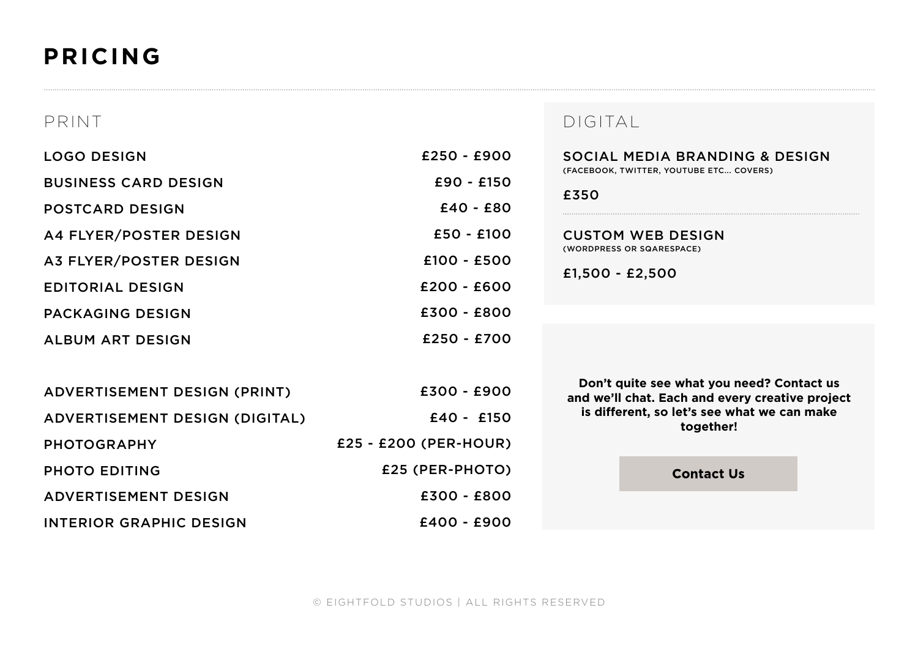# PRICING

## PRINT

| Service | Price |
| --- | --- |
| LOGO DESIGN | £250 - £900 |
| BUSINESS CARD DESIGN | £90 - £150 |
| POSTCARD DESIGN | £40 - £80 |
| A4 FLYER/POSTER DESIGN | £50 - £100 |
| A3 FLYER/POSTER DESIGN | £100 - £500 |
| EDITORIAL DESIGN | £200 - £600 |
| PACKAGING DESIGN | £300 - £800 |
| ALBUM ART DESIGN | £250 - £700 |

| Service | Price |
| --- | --- |
| ADVERTISEMENT DESIGN (PRINT) | £300 - £900 |
| ADVERTISEMENT DESIGN (DIGITAL) | £40 - £150 |
| PHOTOGRAPHY | £25 - £200 (PER-HOUR) |
| PHOTO EDITING | £25 (PER-PHOTO) |
| ADVERTISEMENT DESIGN | £300 - £800 |
| INTERIOR GRAPHIC DESIGN | £400 - £900 |

## DIGITAL

### SOCIAL MEDIA BRANDING & DESIGN
(FACEBOOK, TWITTER, YOUTUBE ETC... COVERS)

£350

### CUSTOM WEB DESIGN
(WORDPRESS OR SQARESPACE)

£1,500 - £2,500

**Don't quite see what you need? Contact us and we'll chat. Each and every creative project is different, so let's see what we can make together!**

**Contact Us**

© EIGHTFOLD STUDIOS | ALL RIGHTS RESERVED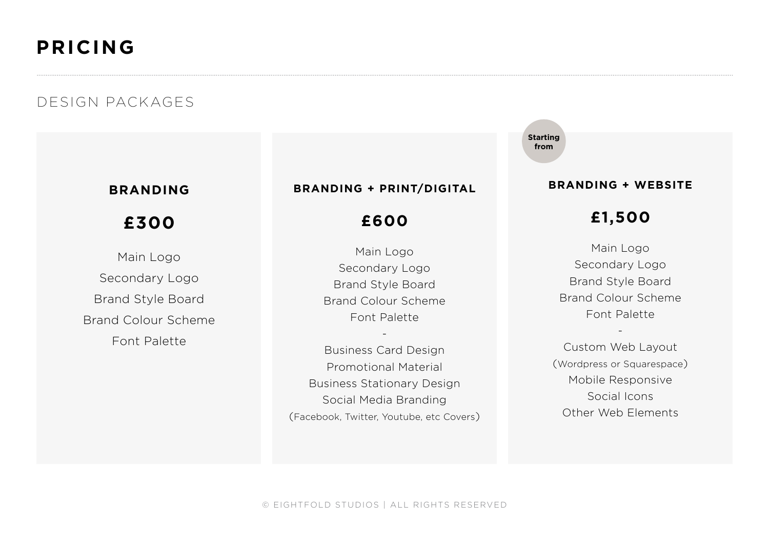# PRICING

## DESIGN PACKAGES

### BRANDING

**£300**

Main Logo
Secondary Logo
Brand Style Board
Brand Colour Scheme
Font Palette

### BRANDING + PRINT/DIGITAL

**£600**

Main Logo
Secondary Logo
Brand Style Board
Brand Colour Scheme
Font Palette
-
Business Card Design
Promotional Material
Business Stationary Design
Social Media Branding
(Facebook, Twitter, Youtube, etc Covers)

### BRANDING + WEBSITE

**Starting from**

**£1,500**

Main Logo
Secondary Logo
Brand Style Board
Brand Colour Scheme
Font Palette
-
Custom Web Layout
(Wordpress or Squarespace)
Mobile Responsive
Social Icons
Other Web Elements

© EIGHTFOLD STUDIOS | ALL RIGHTS RESERVED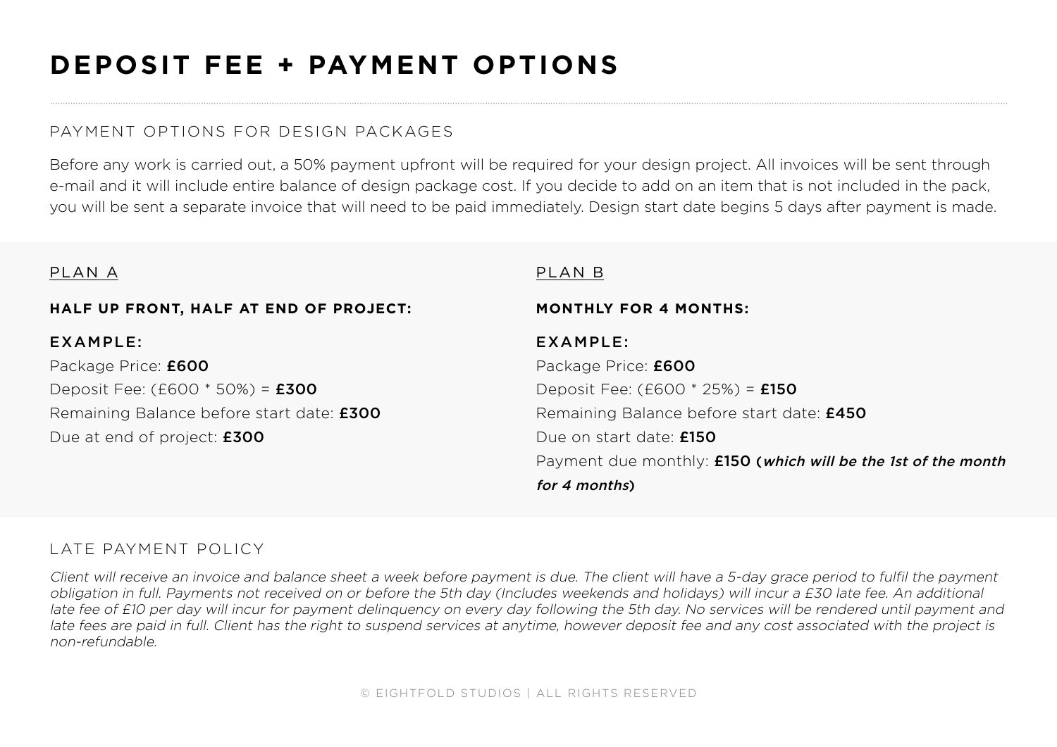# DEPOSIT FEE + PAYMENT OPTIONS

## PAYMENT OPTIONS FOR DESIGN PACKAGES

Before any work is carried out, a 50% payment upfront will be required for your design project. All invoices will be sent through e-mail and it will include entire balance of design package cost. If you decide to add on an item that is not included in the pack, you will be sent a separate invoice that will need to be paid immediately. Design start date begins 5 days after payment is made.

### PLAN A

**HALF UP FRONT, HALF AT END OF PROJECT:**

**EXAMPLE:**

Package Price: **£600**

Deposit Fee: (£600 * 50%) = **£300**

Remaining Balance before start date: **£300**

Due at end of project: **£300**

### PLAN B

**MONTHLY FOR 4 MONTHS:**

**EXAMPLE:**

Package Price: **£600**

Deposit Fee: (£600 * 25%) = **£150**

Remaining Balance before start date: **£450**

Due on start date: **£150**

Payment due monthly: **£150 (*which will be the 1st of the month for 4 months*)**

## LATE PAYMENT POLICY

*Client will receive an invoice and balance sheet a week before payment is due. The client will have a 5-day grace period to fulfil the payment obligation in full. Payments not received on or before the 5th day (Includes weekends and holidays) will incur a £30 late fee. An additional late fee of £10 per day will incur for payment delinquency on every day following the 5th day. No services will be rendered until payment and late fees are paid in full. Client has the right to suspend services at anytime, however deposit fee and any cost associated with the project is non-refundable.*

© EIGHTFOLD STUDIOS | ALL RIGHTS RESERVED